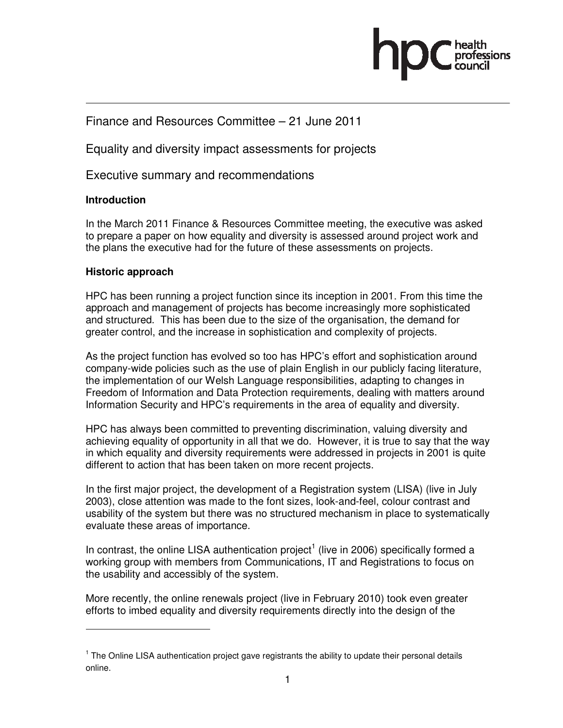Finance and Resources Committee – 21 June 2011

Equality and diversity impact assessments for projects

Executive summary and recommendations

**Introduction**

In the March 2011 Finance & Resources Committee meeting, the executive was asked to prepare a paper on how equality and diversity is assessed around project work and the plans the executive had for the future of these assessments on projects.

**Historic approach**

HPC has been running a project function since its inception in 2001. From this time the approach and management of projects has become increasingly more sophisticated and structured. This has been due to the size of the organisation, the demand for greater control, and the increase in sophistication and complexity of projects.

As the project function has evolved so too has HPC's effort and sophistication around company-wide policies such as the use of plain English in our publicly facing literature, the implementation of our Welsh Language responsibilities, adapting to changes in Freedom of Information and Data Protection requirements, dealing with matters around Information Security and HPC's requirements in the area of equality and diversity.

HPC has always been committed to preventing discrimination, valuing diversity and achieving equality of opportunity in all that we do. However, it is true to say that the way in which equality and diversity requirements were addressed in projects in 2001 is quite different to action that has been taken on more recent projects.

In the first major project, the development of a Registration system (LISA) (live in July 2003), close attention was made to the font sizes, look-and-feel, colour contrast and usability of the system but there was no structured mechanism in place to systematically evaluate these areas of importance.

In contrast, the online LISA authentication project[1] (live in 2006) specifically formed a working group with members from Communications, IT and Registrations to focus on the usability and accessibly of the system.

More recently, the online renewals project (live in February 2010) took even greater efforts to imbed equality and diversity requirements directly into the design of the

[1] The Online LISA authentication project gave registrants the ability to update their personal details online.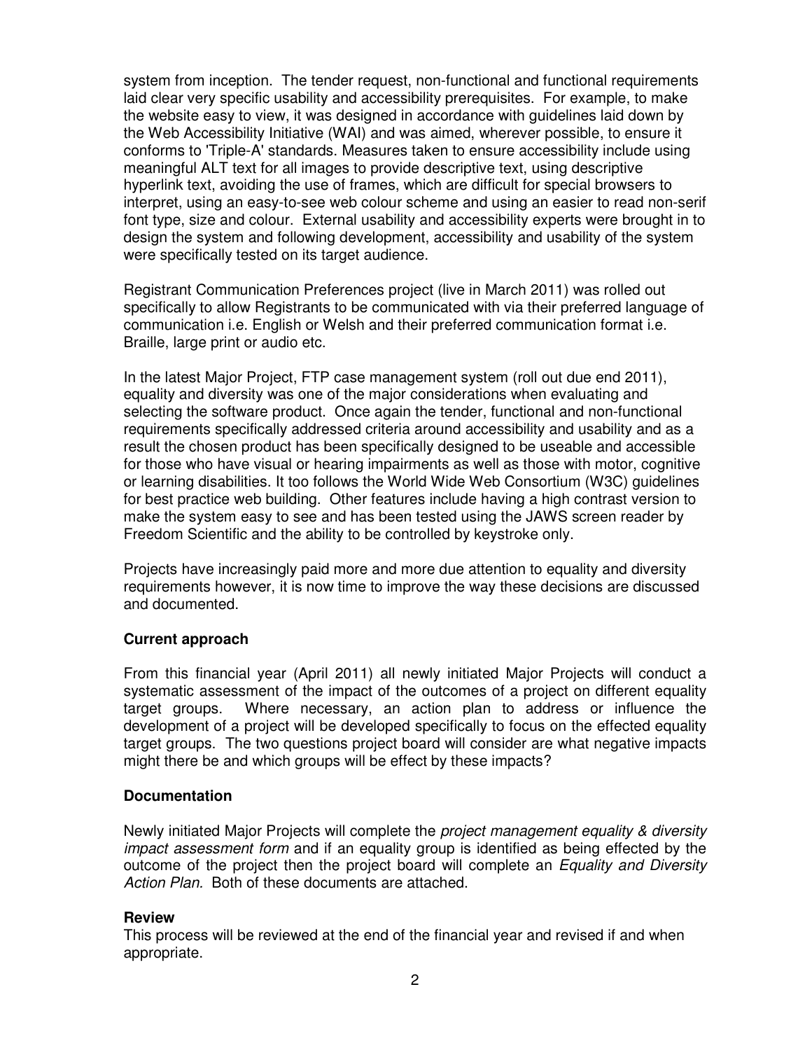system from inception. The tender request, non-functional and functional requirements laid clear very specific usability and accessibility prerequisites. For example, to make the website easy to view, it was designed in accordance with guidelines laid down by the Web Accessibility Initiative (WAI) and was aimed, wherever possible, to ensure it conforms to 'Triple-A' standards. Measures taken to ensure accessibility include using meaningful ALT text for all images to provide descriptive text, using descriptive hyperlink text, avoiding the use of frames, which are difficult for special browsers to interpret, using an easy-to-see web colour scheme and using an easier to read non-serif font type, size and colour. External usability and accessibility experts were brought in to design the system and following development, accessibility and usability of the system were specifically tested on its target audience.

Registrant Communication Preferences project (live in March 2011) was rolled out specifically to allow Registrants to be communicated with via their preferred language of communication i.e. English or Welsh and their preferred communication format i.e. Braille, large print or audio etc.

In the latest Major Project, FTP case management system (roll out due end 2011), equality and diversity was one of the major considerations when evaluating and selecting the software product. Once again the tender, functional and non-functional requirements specifically addressed criteria around accessibility and usability and as a result the chosen product has been specifically designed to be useable and accessible for those who have visual or hearing impairments as well as those with motor, cognitive or learning disabilities. It too follows the World Wide Web Consortium (W3C) guidelines for best practice web building. Other features include having a high contrast version to make the system easy to see and has been tested using the JAWS screen reader by Freedom Scientific and the ability to be controlled by keystroke only.

Projects have increasingly paid more and more due attention to equality and diversity requirements however, it is now time to improve the way these decisions are discussed and documented.

**Current approach**

From this financial year (April 2011) all newly initiated Major Projects will conduct a systematic assessment of the impact of the outcomes of a project on different equality target groups. Where necessary, an action plan to address or influence the development of a project will be developed specifically to focus on the effected equality target groups. The two questions project board will consider are what negative impacts might there be and which groups will be effect by these impacts?

**Documentation**

Newly initiated Major Projects will complete the *project management equality & diversity impact assessment form* and if an equality group is identified as being effected by the outcome of the project then the project board will complete an *Equality and Diversity Action Plan.* Both of these documents are attached.

**Review**

This process will be reviewed at the end of the financial year and revised if and when appropriate.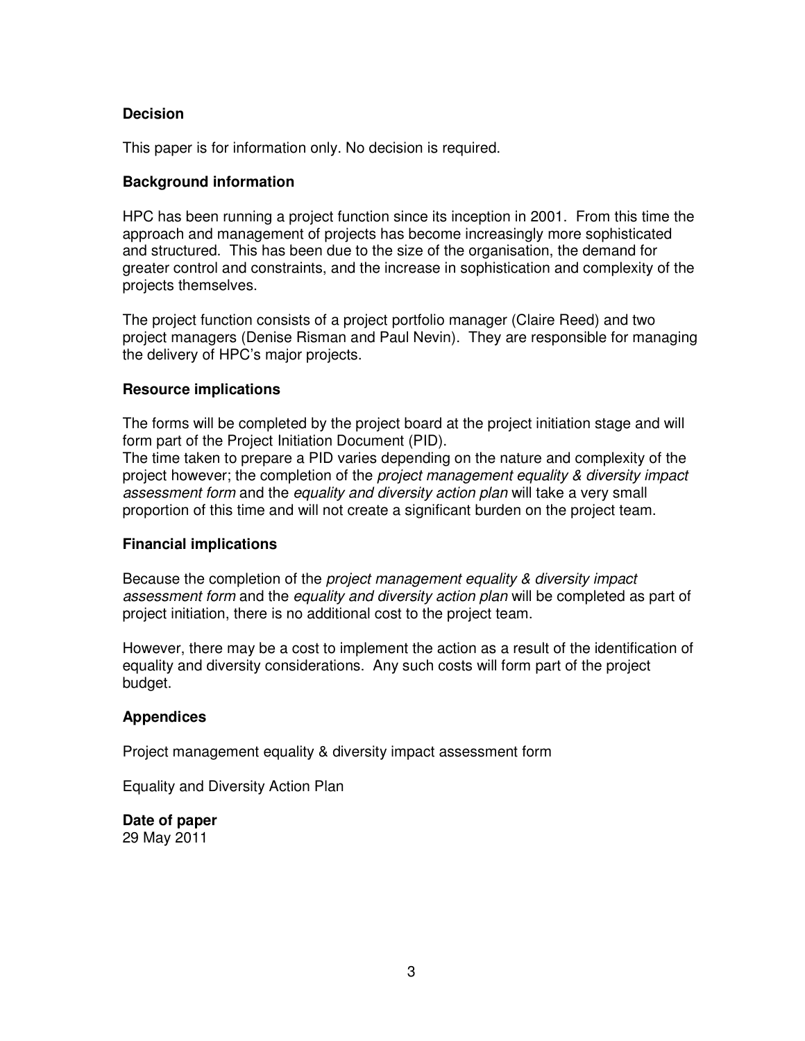### Decision

This paper is for information only. No decision is required.

### Background information

HPC has been running a project function since its inception in 2001. From this time the approach and management of projects has become increasingly more sophisticated and structured. This has been due to the size of the organisation, the demand for greater control and constraints, and the increase in sophistication and complexity of the projects themselves.

The project function consists of a project portfolio manager (Claire Reed) and two project managers (Denise Risman and Paul Nevin). They are responsible for managing the delivery of HPC's major projects.

### Resource implications

The forms will be completed by the project board at the project initiation stage and will form part of the Project Initiation Document (PID).
The time taken to prepare a PID varies depending on the nature and complexity of the project however; the completion of the *project management equality & diversity impact assessment form* and the *equality and diversity action plan* will take a very small proportion of this time and will not create a significant burden on the project team.

### Financial implications

Because the completion of the *project management equality & diversity impact assessment form* and the *equality and diversity action plan* will be completed as part of project initiation, there is no additional cost to the project team.

However, there may be a cost to implement the action as a result of the identification of equality and diversity considerations. Any such costs will form part of the project budget.

### Appendices

Project management equality & diversity impact assessment form

Equality and Diversity Action Plan

**Date of paper**
29 May 2011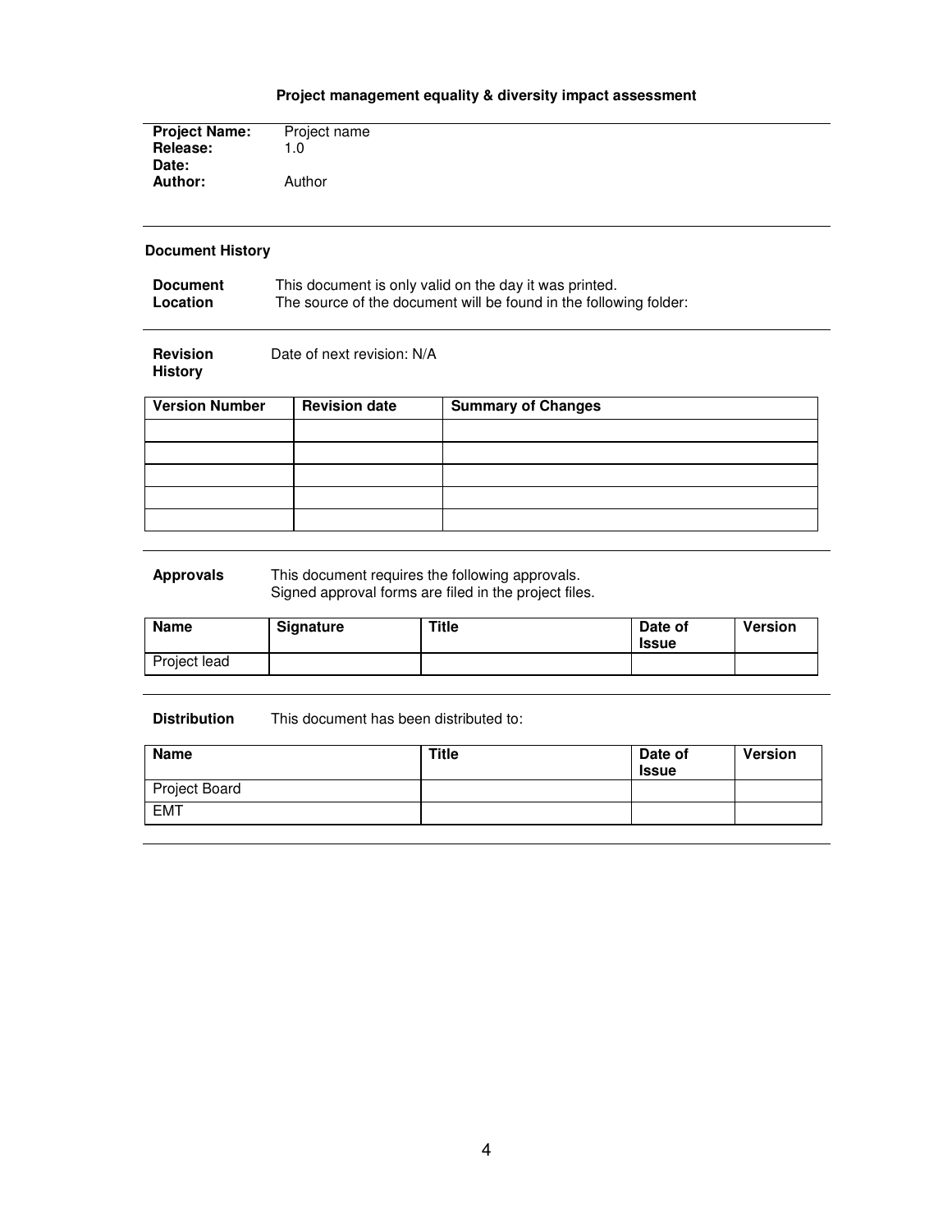**Project management equality & diversity impact assessment**

**Project Name:** Project name
**Release:** 1.0
**Date:**
**Author:** Author

### Document History

**Document Location** This document is only valid on the day it was printed.
The source of the document will be found in the following folder:

**Revision History** Date of next revision: N/A

| Version Number | Revision date | Summary of Changes |
|---|---|---|
| | | |
| | | |
| | | |
| | | |
| | | |

**Approvals** This document requires the following approvals.
Signed approval forms are filed in the project files.

| Name | Signature | Title | Date of Issue | Version |
|---|---|---|---|---|
| Project lead | | | | |

**Distribution** This document has been distributed to:

| Name | Title | Date of Issue | Version |
|---|---|---|---|
| Project Board | | | |
| EMT | | | |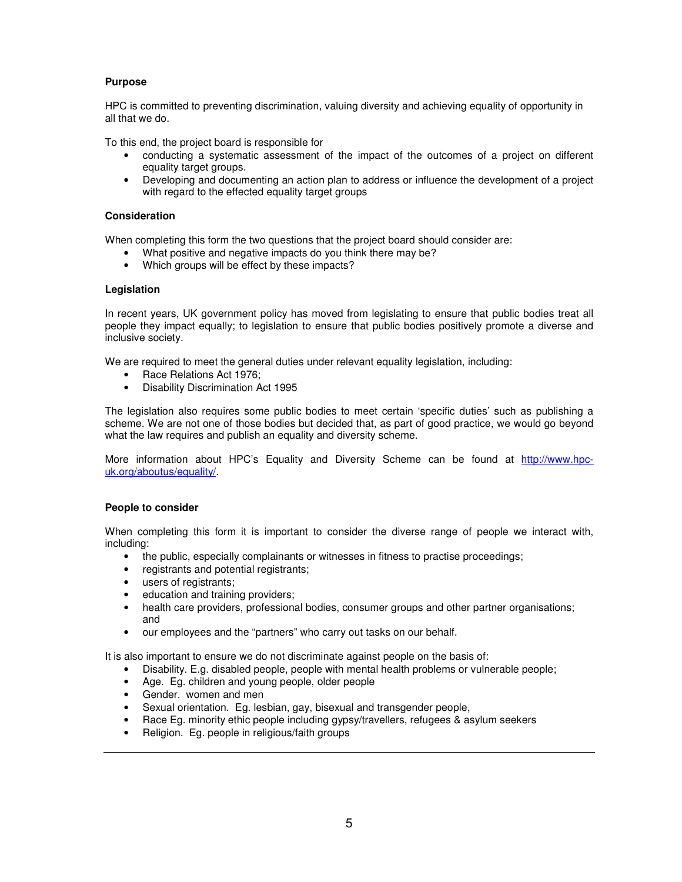**Purpose**

HPC is committed to preventing discrimination, valuing diversity and achieving equality of opportunity in all that we do.

To this end, the project board is responsible for

- conducting a systematic assessment of the impact of the outcomes of a project on different equality target groups.
- Developing and documenting an action plan to address or influence the development of a project with regard to the effected equality target groups

**Consideration**

When completing this form the two questions that the project board should consider are:

- What positive and negative impacts do you think there may be?
- Which groups will be effect by these impacts?

**Legislation**

In recent years, UK government policy has moved from legislating to ensure that public bodies treat all people they impact equally; to legislation to ensure that public bodies positively promote a diverse and inclusive society.

We are required to meet the general duties under relevant equality legislation, including:

- Race Relations Act 1976;
- Disability Discrimination Act 1995

The legislation also requires some public bodies to meet certain 'specific duties' such as publishing a scheme. We are not one of those bodies but decided that, as part of good practice, we would go beyond what the law requires and publish an equality and diversity scheme.

More information about HPC's Equality and Diversity Scheme can be found at [http://www.hpc-uk.org/aboutus/equality/](http://www.hpc-uk.org/aboutus/equality/).

**People to consider**

When completing this form it is important to consider the diverse range of people we interact with, including:

- the public, especially complainants or witnesses in fitness to practise proceedings;
- registrants and potential registrants;
- users of registrants;
- education and training providers;
- health care providers, professional bodies, consumer groups and other partner organisations; and
- our employees and the "partners" who carry out tasks on our behalf.

It is also important to ensure we do not discriminate against people on the basis of:

- Disability. E.g. disabled people, people with mental health problems or vulnerable people;
- Age. Eg. children and young people, older people
- Gender. women and men
- Sexual orientation. Eg. lesbian, gay, bisexual and transgender people,
- Race Eg. minority ethic people including gypsy/travellers, refugees & asylum seekers
- Religion. Eg. people in religious/faith groups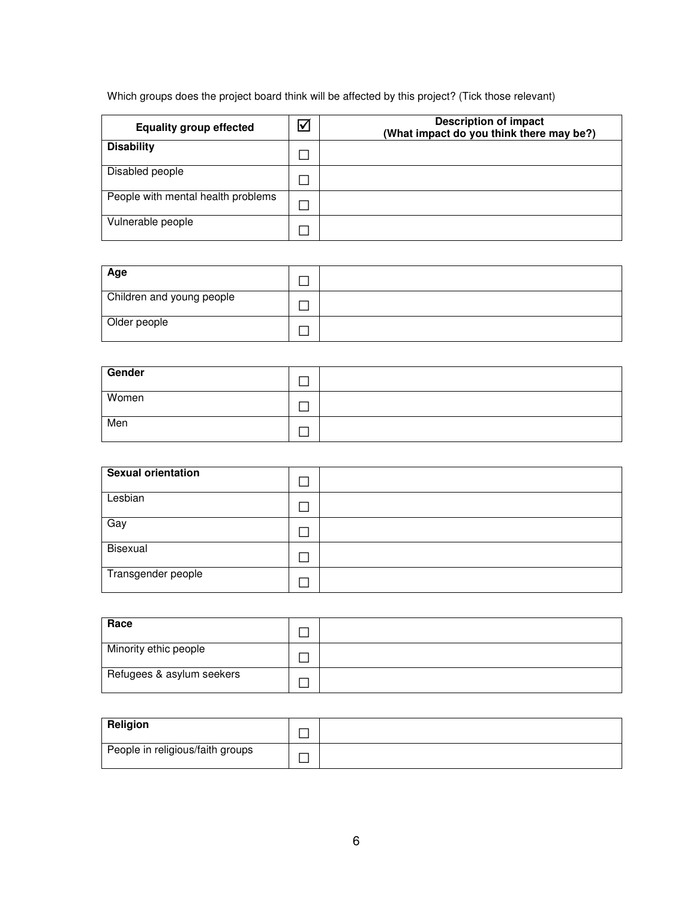Which groups does the project board think will be affected by this project? (Tick those relevant)

| Equality group effected | ☑ | Description of impact (What impact do you think there may be?) |
|---|---|---|
| **Disability** | ☐ | |
| Disabled people | ☐ | |
| People with mental health problems | ☐ | |
| Vulnerable people | ☐ | |

| **Age** | ☐ | |
|---|---|---|
| Children and young people | ☐ | |
| Older people | ☐ | |

| **Gender** | ☐ | |
|---|---|---|
| Women | ☐ | |
| Men | ☐ | |

| **Sexual orientation** | ☐ | |
|---|---|---|
| Lesbian | ☐ | |
| Gay | ☐ | |
| Bisexual | ☐ | |
| Transgender people | ☐ | |

| **Race** | ☐ | |
|---|---|---|
| Minority ethic people | ☐ | |
| Refugees & asylum seekers | ☐ | |

| **Religion** | ☐ | |
|---|---|---|
| People in religious/faith groups | ☐ | |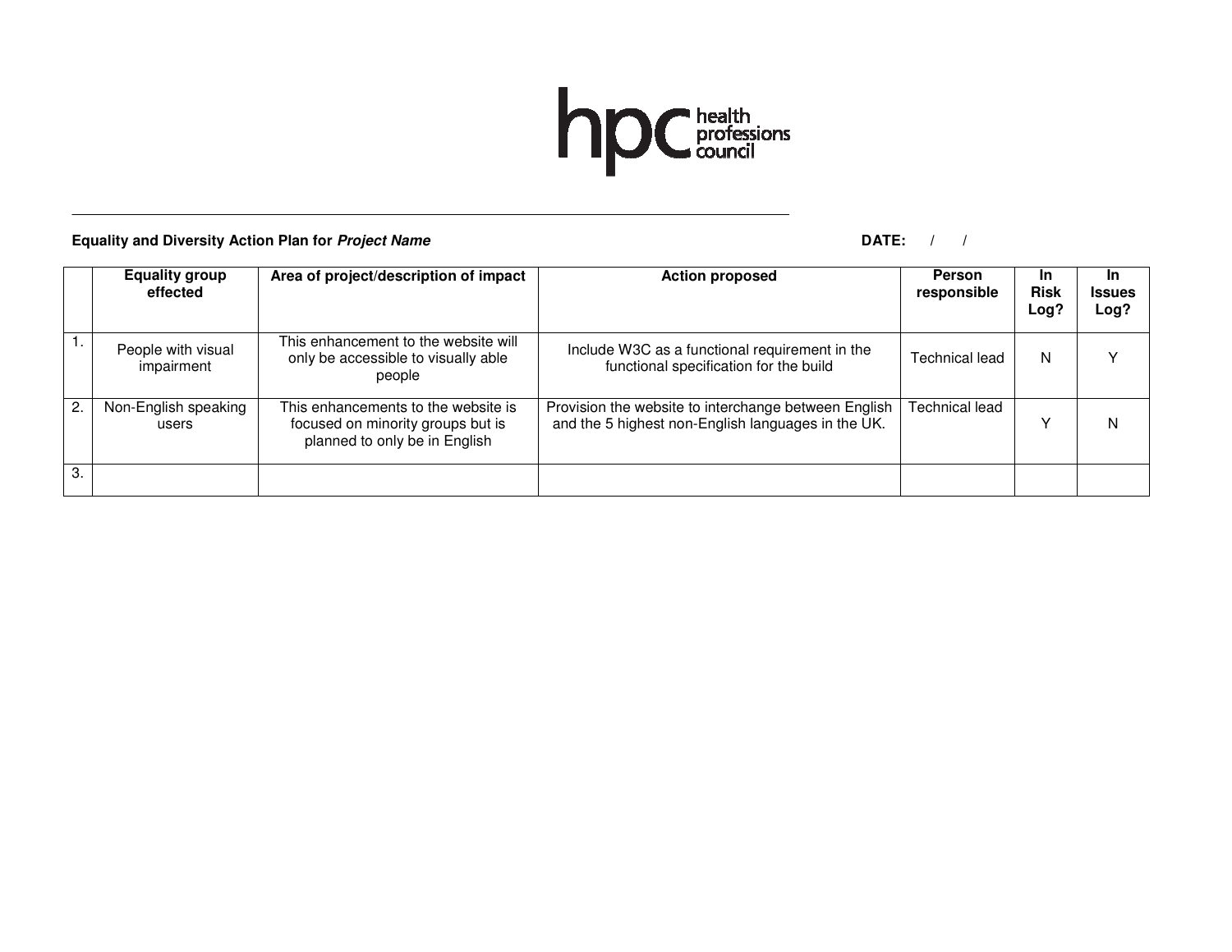**Equality and Diversity Action Plan for *Project Name*** **DATE: / /**

| | Equality group effected | Area of project/description of impact | Action proposed | Person responsible | In Risk Log? | In Issues Log? |
|---|---|---|---|---|---|---|
| 1. | People with visual impairment | This enhancement to the website will only be accessible to visually able people | Include W3C as a functional requirement in the functional specification for the build | Technical lead | N | Y |
| 2. | Non-English speaking users | This enhancements to the website is focused on minority groups but is planned to only be in English | Provision the website to interchange between English and the 5 highest non-English languages in the UK. | Technical lead | Y | N |
| 3. | | | | | | |